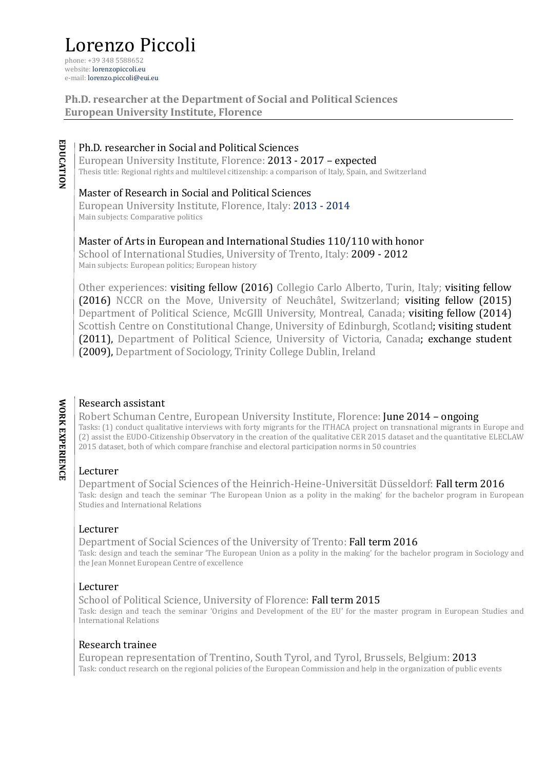# Lorenzo Piccoli

phone: +39 348 5588652
website: lorenzopiccoli.eu
e-mail: lorenzo.piccoli@eui.eu

**Ph.D. researcher at the Department of Social and Political Sciences**
**European University Institute, Florence**

## EDUCATION

### Ph.D. researcher in Social and Political Sciences

European University Institute, Florence: 2013 - 2017 – expected
Thesis title: Regional rights and multilevel citizenship: a comparison of Italy, Spain, and Switzerland

### Master of Research in Social and Political Sciences

European University Institute, Florence, Italy: 2013 - 2014
Main subjects: Comparative politics

### Master of Arts in European and International Studies 110/110 with honor

School of International Studies, University of Trento, Italy: 2009 - 2012
Main subjects: European politics; European history

Other experiences: visiting fellow (2016) Collegio Carlo Alberto, Turin, Italy; visiting fellow (2016) NCCR on the Move, University of Neuchâtel, Switzerland; visiting fellow (2015) Department of Political Science, McGIll University, Montreal, Canada; visiting fellow (2014) Scottish Centre on Constitutional Change, University of Edinburgh, Scotland; visiting student (2011), Department of Political Science, University of Victoria, Canada; exchange student (2009), Department of Sociology, Trinity College Dublin, Ireland

## WORK EXPERIENCE

### Research assistant

Robert Schuman Centre, European University Institute, Florence: June 2014 – ongoing
Tasks: (1) conduct qualitative interviews with forty migrants for the ITHACA project on transnational migrants in Europe and (2) assist the EUDO-Citizenship Observatory in the creation of the qualitative CER 2015 dataset and the quantitative ELECLAW 2015 dataset, both of which compare franchise and electoral participation norms in 50 countries

### Lecturer

Department of Social Sciences of the Heinrich-Heine-Universität Düsseldorf: Fall term 2016
Task: design and teach the seminar 'The European Union as a polity in the making' for the bachelor program in European Studies and International Relations

### Lecturer

Department of Social Sciences of the University of Trento: Fall term 2016
Task: design and teach the seminar 'The European Union as a polity in the making' for the bachelor program in Sociology and the Jean Monnet European Centre of excellence

### Lecturer

School of Political Science, University of Florence: Fall term 2015
Task: design and teach the seminar 'Origins and Development of the EU' for the master program in European Studies and International Relations

### Research trainee

European representation of Trentino, South Tyrol, and Tyrol, Brussels, Belgium: 2013
Task: conduct research on the regional policies of the European Commission and help in the organization of public events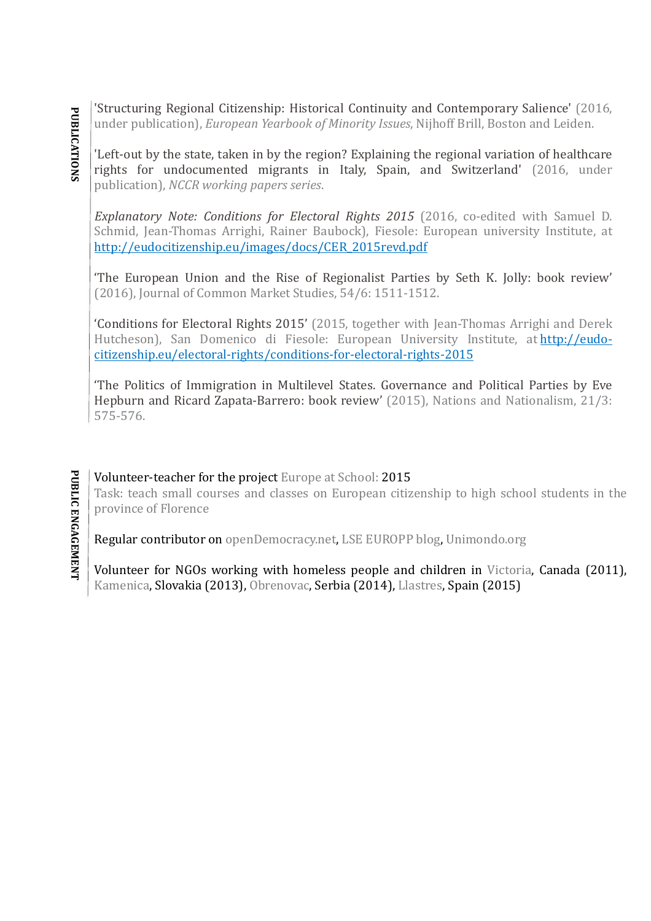## PUBLICATIONS

'Structuring Regional Citizenship: Historical Continuity and Contemporary Salience' (2016, under publication), *European Yearbook of Minority Issues*, Nijhoff Brill, Boston and Leiden.

'Left-out by the state, taken in by the region? Explaining the regional variation of healthcare rights for undocumented migrants in Italy, Spain, and Switzerland' (2016, under publication), *NCCR working papers series*.

*Explanatory Note: Conditions for Electoral Rights 2015* (2016, co-edited with Samuel D. Schmid, Jean-Thomas Arrighi, Rainer Baubock), Fiesole: European university Institute, at http://eudocitizenship.eu/images/docs/CER_2015revd.pdf

'The European Union and the Rise of Regionalist Parties by Seth K. Jolly: book review' (2016), Journal of Common Market Studies, 54/6: 1511-1512.

'Conditions for Electoral Rights 2015' (2015, together with Jean-Thomas Arrighi and Derek Hutcheson), San Domenico di Fiesole: European University Institute, at http://eudo-citizenship.eu/electoral-rights/conditions-for-electoral-rights-2015

'The Politics of Immigration in Multilevel States. Governance and Political Parties by Eve Hepburn and Ricard Zapata-Barrero: book review' (2015), Nations and Nationalism, 21/3: 575-576.

## PUBLIC ENGAGEMENT

Volunteer-teacher for the project Europe at School: 2015
Task: teach small courses and classes on European citizenship to high school students in the province of Florence

Regular contributor on openDemocracy.net, LSE EUROPP blog, Unimondo.org

Volunteer for NGOs working with homeless people and children in Victoria, Canada (2011), Kamenica, Slovakia (2013), Obrenovac, Serbia (2014), Llastres, Spain (2015)